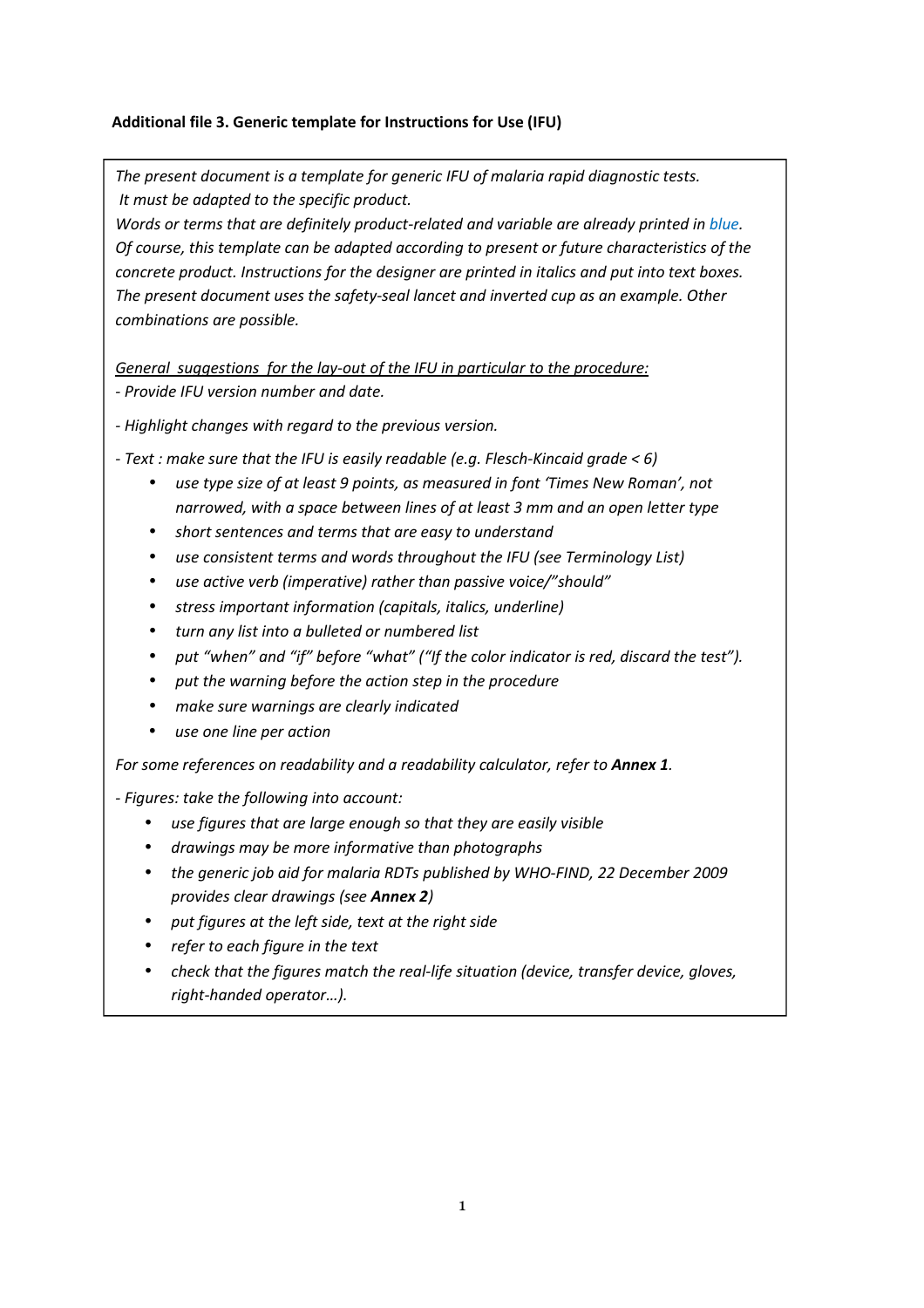**Additional file 3. Generic template for Instructions for Use (IFU)**

*The present document is a template for generic IFU of malaria rapid diagnostic tests. It must be adapted to the specific product.*
*Words or terms that are definitely product-related and variable are already printed in blue. Of course, this template can be adapted according to present or future characteristics of the concrete product. Instructions for the designer are printed in italics and put into text boxes. The present document uses the safety-seal lancet and inverted cup as an example. Other combinations are possible.*

*<u>General suggestions for the lay-out of the IFU in particular to the procedure:</u>*

*- Provide IFU version number and date.*

*- Highlight changes with regard to the previous version.*

*- Text : make sure that the IFU is easily readable (e.g. Flesch-Kincaid grade < 6)*

- *use type size of at least 9 points, as measured in font 'Times New Roman', not narrowed, with a space between lines of at least 3 mm and an open letter type*
- *short sentences and terms that are easy to understand*
- *use consistent terms and words throughout the IFU (see Terminology List)*
- *use active verb (imperative) rather than passive voice/"should"*
- *stress important information (capitals, italics, underline)*
- *turn any list into a bulleted or numbered list*
- *put "when" and "if" before "what" ("If the color indicator is red, discard the test").*
- *put the warning before the action step in the procedure*
- *make sure warnings are clearly indicated*
- *use one line per action*

*For some references on readability and a readability calculator, refer to **Annex 1**.*

*- Figures: take the following into account:*

- *use figures that are large enough so that they are easily visible*
- *drawings may be more informative than photographs*
- *the generic job aid for malaria RDTs published by WHO-FIND, 22 December 2009 provides clear drawings (see **Annex 2**)*
- *put figures at the left side, text at the right side*
- *refer to each figure in the text*
- *check that the figures match the real-life situation (device, transfer device, gloves, right-handed operator…).*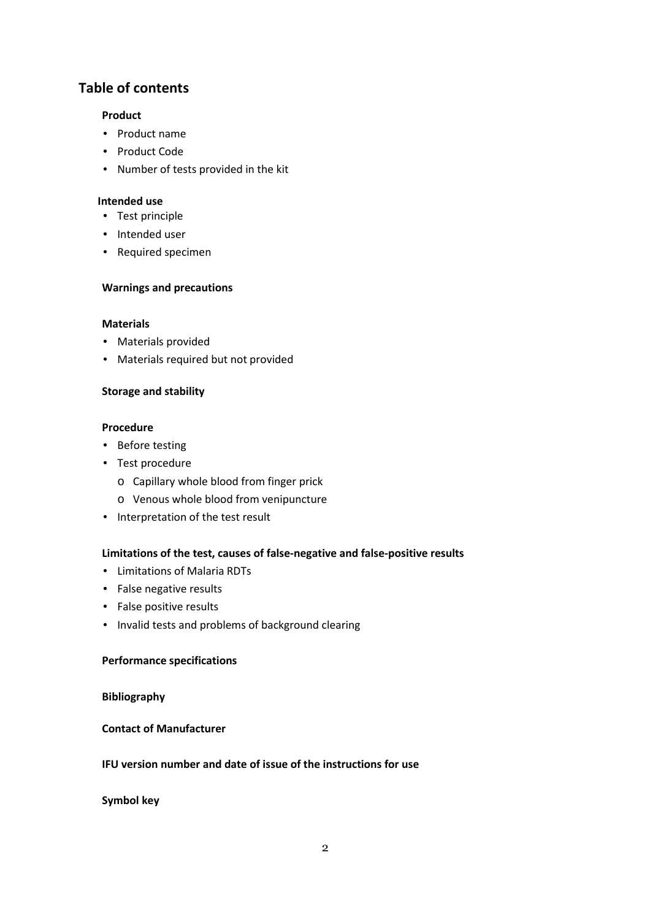# Table of contents

**Product**

- Product name
- Product Code
- Number of tests provided in the kit

**Intended use**

- Test principle
- Intended user
- Required specimen

**Warnings and precautions**

**Materials**

- Materials provided
- Materials required but not provided

**Storage and stability**

**Procedure**

- Before testing
- Test procedure
  - Capillary whole blood from finger prick
  - Venous whole blood from venipuncture
- Interpretation of the test result

**Limitations of the test, causes of false-negative and false-positive results**

- Limitations of Malaria RDTs
- False negative results
- False positive results
- Invalid tests and problems of background clearing

**Performance specifications**

**Bibliography**

**Contact of Manufacturer**

**IFU version number and date of issue of the instructions for use**

**Symbol key**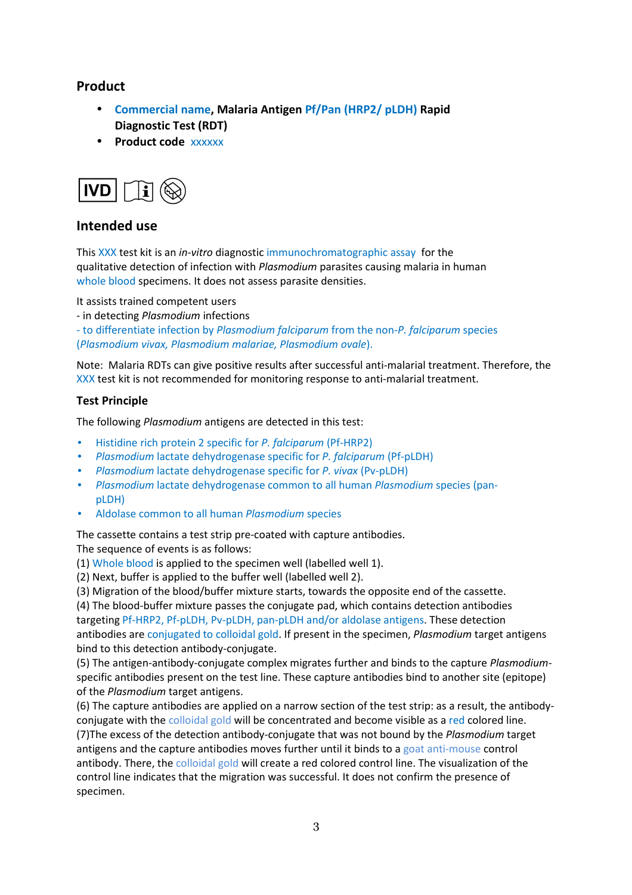## Product

- **Commercial name, Malaria Antigen Pf/Pan (HRP2/ pLDH) Rapid Diagnostic Test (RDT)**
- **Product code** xxxxxx

IVD

## Intended use

This XXX test kit is an *in-vitro* diagnostic immunochromatographic assay for the qualitative detection of infection with *Plasmodium* parasites causing malaria in human whole blood specimens. It does not assess parasite densities.

It assists trained competent users
- in detecting *Plasmodium* infections
- to differentiate infection by *Plasmodium falciparum* from the non-*P. falciparum* species (*Plasmodium vivax, Plasmodium malariae, Plasmodium ovale*).

Note: Malaria RDTs can give positive results after successful anti-malarial treatment. Therefore, the XXX test kit is not recommended for monitoring response to anti-malarial treatment.

### Test Principle

The following *Plasmodium* antigens are detected in this test:

- Histidine rich protein 2 specific for *P. falciparum* (Pf-HRP2)
- *Plasmodium* lactate dehydrogenase specific for *P. falciparum* (Pf-pLDH)
- *Plasmodium* lactate dehydrogenase specific for *P. vivax* (Pv-pLDH)
- *Plasmodium* lactate dehydrogenase common to all human *Plasmodium* species (pan-pLDH)
- Aldolase common to all human *Plasmodium* species

The cassette contains a test strip pre-coated with capture antibodies.
The sequence of events is as follows:
(1) Whole blood is applied to the specimen well (labelled well 1).
(2) Next, buffer is applied to the buffer well (labelled well 2).
(3) Migration of the blood/buffer mixture starts, towards the opposite end of the cassette.
(4) The blood-buffer mixture passes the conjugate pad, which contains detection antibodies targeting Pf-HRP2, Pf-pLDH, Pv-pLDH, pan-pLDH and/or aldolase antigens. These detection antibodies are conjugated to colloidal gold. If present in the specimen, *Plasmodium* target antigens bind to this detection antibody-conjugate.
(5) The antigen-antibody-conjugate complex migrates further and binds to the capture *Plasmodium*-specific antibodies present on the test line. These capture antibodies bind to another site (epitope) of the *Plasmodium* target antigens.
(6) The capture antibodies are applied on a narrow section of the test strip: as a result, the antibody-conjugate with the colloidal gold will be concentrated and become visible as a red colored line.
(7)The excess of the detection antibody-conjugate that was not bound by the *Plasmodium* target antigens and the capture antibodies moves further until it binds to a goat anti-mouse control antibody. There, the colloidal gold will create a red colored control line. The visualization of the control line indicates that the migration was successful. It does not confirm the presence of specimen.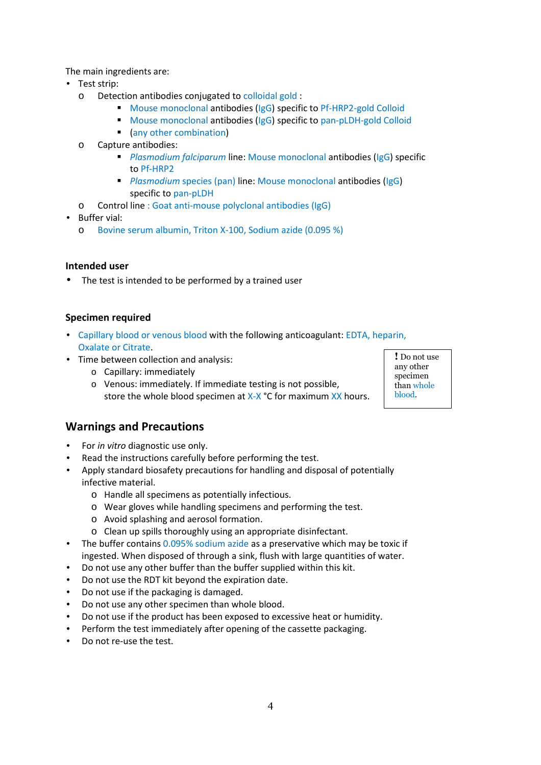The main ingredients are:

- Test strip:
  - Detection antibodies conjugated to colloidal gold :
    - Mouse monoclonal antibodies (IgG) specific to Pf-HRP2-gold Colloid
    - Mouse monoclonal antibodies (IgG) specific to pan-pLDH-gold Colloid
    - (any other combination)
  - Capture antibodies:
    - *Plasmodium falciparum* line: Mouse monoclonal antibodies (IgG) specific to Pf-HRP2
    - *Plasmodium* species (pan) line: Mouse monoclonal antibodies (IgG) specific to pan-pLDH
  - Control line : Goat anti-mouse polyclonal antibodies (IgG)
- Buffer vial:
  - Bovine serum albumin, Triton X-100, Sodium azide (0.095 %)

### Intended user

- The test is intended to be performed by a trained user

### Specimen required

- Capillary blood or venous blood with the following anticoagulant: EDTA, heparin, Oxalate or Citrate.
- Time between collection and analysis:
  - Capillary: immediately
  - Venous: immediately. If immediate testing is not possible, store the whole blood specimen at X-X °C for maximum XX hours.

> ! Do not use any other specimen than whole blood.

## Warnings and Precautions

- For *in vitro* diagnostic use only.
- Read the instructions carefully before performing the test.
- Apply standard biosafety precautions for handling and disposal of potentially infective material.
  - Handle all specimens as potentially infectious.
  - Wear gloves while handling specimens and performing the test.
  - Avoid splashing and aerosol formation.
  - Clean up spills thoroughly using an appropriate disinfectant.
- The buffer contains 0.095% sodium azide as a preservative which may be toxic if ingested. When disposed of through a sink, flush with large quantities of water.
- Do not use any other buffer than the buffer supplied within this kit.
- Do not use the RDT kit beyond the expiration date.
- Do not use if the packaging is damaged.
- Do not use any other specimen than whole blood.
- Do not use if the product has been exposed to excessive heat or humidity.
- Perform the test immediately after opening of the cassette packaging.
- Do not re-use the test.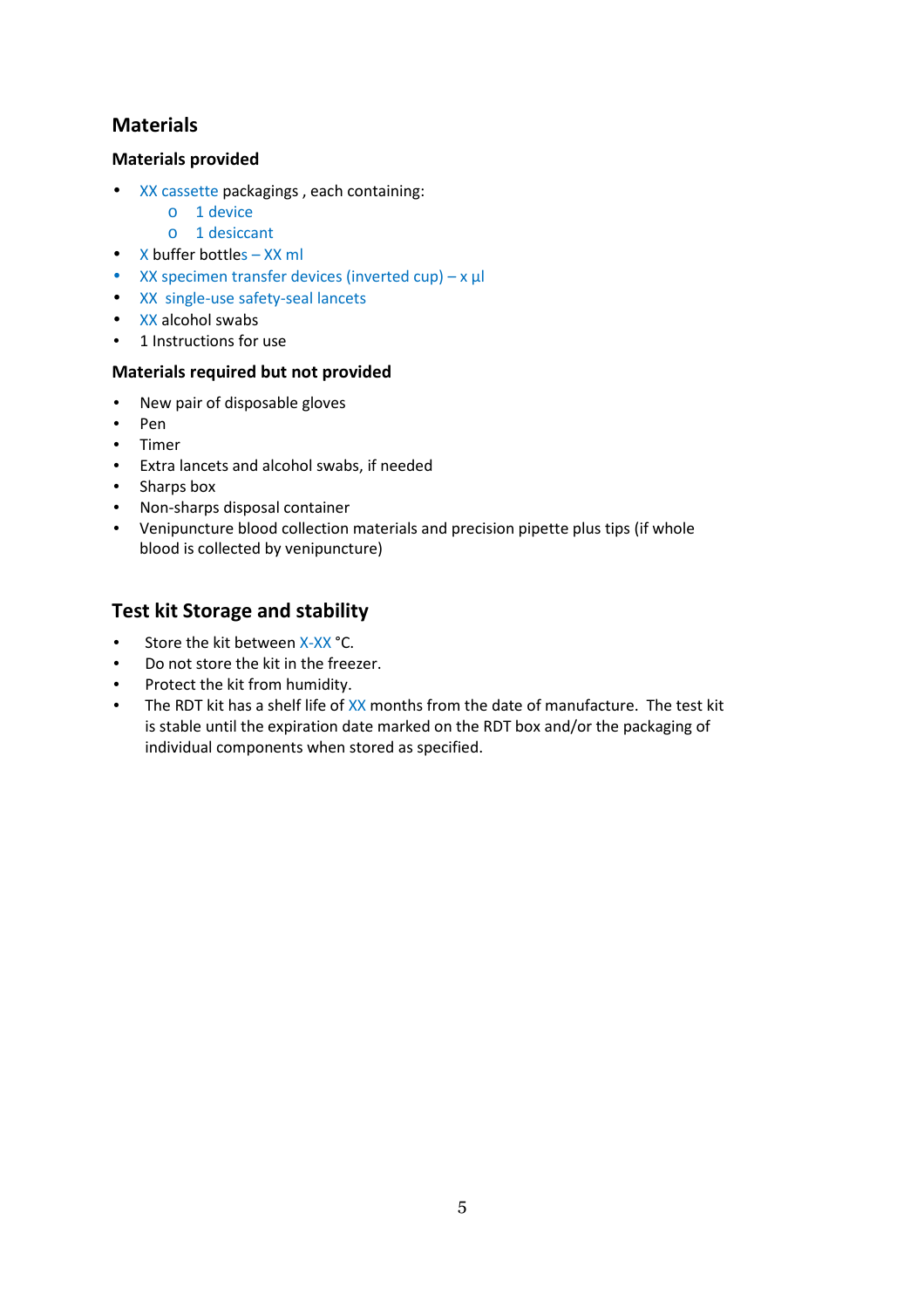## Materials

### Materials provided

- XX cassette packagings , each containing:
    - 1 device
    - 1 desiccant
- X buffer bottles – XX ml
- XX specimen transfer devices (inverted cup) – x µl
- XX single-use safety-seal lancets
- XX alcohol swabs
- 1 Instructions for use

### Materials required but not provided

- New pair of disposable gloves
- Pen
- Timer
- Extra lancets and alcohol swabs, if needed
- Sharps box
- Non-sharps disposal container
- Venipuncture blood collection materials and precision pipette plus tips (if whole blood is collected by venipuncture)

## Test kit Storage and stability

- Store the kit between X-XX °C.
- Do not store the kit in the freezer.
- Protect the kit from humidity.
- The RDT kit has a shelf life of XX months from the date of manufacture. The test kit is stable until the expiration date marked on the RDT box and/or the packaging of individual components when stored as specified.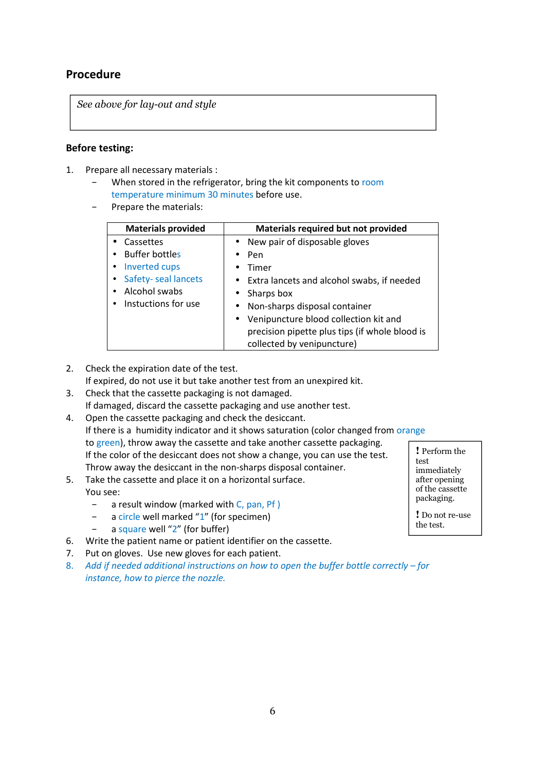## Procedure

*See above for lay-out and style*

### Before testing:

1. Prepare all necessary materials :
   - When stored in the refrigerator, bring the kit components to room temperature minimum 30 minutes before use.
   - Prepare the materials:

| Materials provided | Materials required but not provided |
|---|---|
| • Cassettes<br>• Buffer bottles<br>• Inverted cups<br>• Safety- seal lancets<br>• Alcohol swabs<br>• Instuctions for use | • New pair of disposable gloves<br>• Pen<br>• Timer<br>• Extra lancets and alcohol swabs, if needed<br>• Sharps box<br>• Non-sharps disposal container<br>• Venipuncture blood collection kit and precision pipette plus tips (if whole blood is collected by venipuncture) |

2. Check the expiration date of the test.
   If expired, do not use it but take another test from an unexpired kit.
3. Check that the cassette packaging is not damaged.
   If damaged, discard the cassette packaging and use another test.
4. Open the cassette packaging and check the desiccant.
   If there is a humidity indicator and it shows saturation (color changed from orange to green), throw away the cassette and take another cassette packaging.
   If the color of the desiccant does not show a change, you can use the test.
   Throw away the desiccant in the non-sharps disposal container.
5. Take the cassette and place it on a horizontal surface.
   You see:
   - a result window (marked with C, pan, Pf )
   - a circle well marked "1" (for specimen)
   - a square well "2" (for buffer)
6. Write the patient name or patient identifier on the cassette.
7. Put on gloves. Use new gloves for each patient.
8. *Add if needed additional instructions on how to open the buffer bottle correctly – for instance, how to pierce the nozzle.*

> ! Perform the test immediately after opening of the cassette packaging.
>
> ! Do not re-use the test.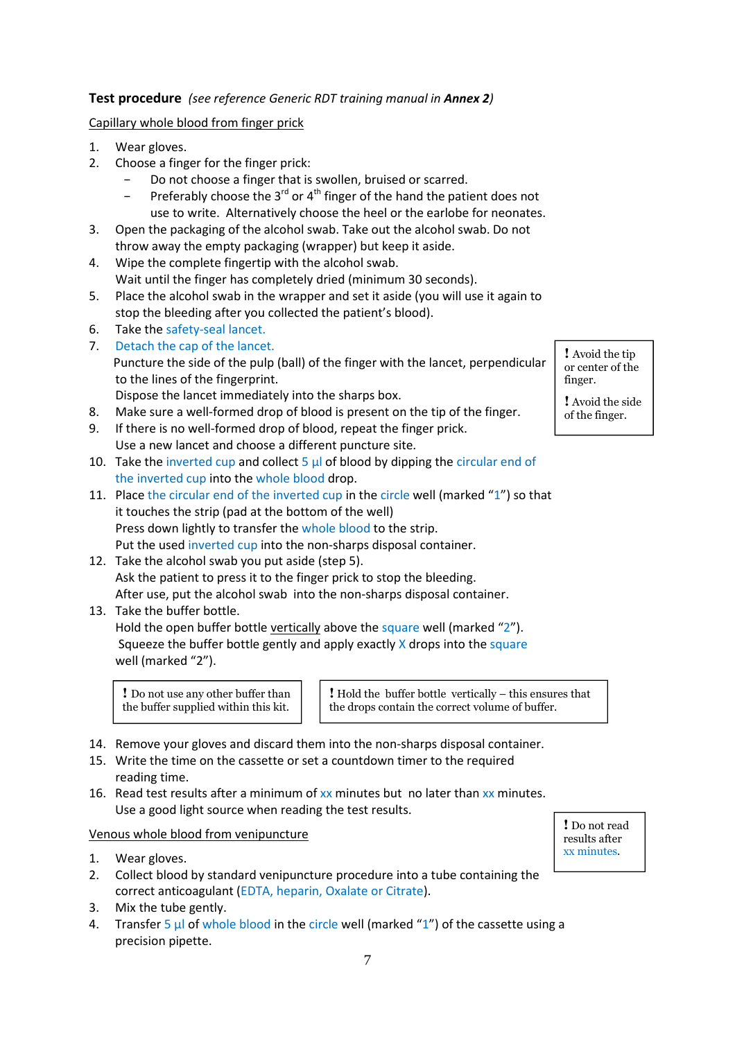**Test procedure** *(see reference Generic RDT training manual in **Annex 2**)*

Capillary whole blood from finger prick

1. Wear gloves.
2. Choose a finger for the finger prick:
   - Do not choose a finger that is swollen, bruised or scarred.
   - Preferably choose the 3rd or 4th finger of the hand the patient does not use to write. Alternatively choose the heel or the earlobe for neonates.
3. Open the packaging of the alcohol swab. Take out the alcohol swab. Do not throw away the empty packaging (wrapper) but keep it aside.
4. Wipe the complete fingertip with the alcohol swab.
   Wait until the finger has completely dried (minimum 30 seconds).
5. Place the alcohol swab in the wrapper and set it aside (you will use it again to stop the bleeding after you collected the patient's blood).
6. Take the safety-seal lancet.
7. Detach the cap of the lancet.
   Puncture the side of the pulp (ball) of the finger with the lancet, perpendicular to the lines of the fingerprint.
   Dispose the lancet immediately into the sharps box.
8. Make sure a well-formed drop of blood is present on the tip of the finger.
9. If there is no well-formed drop of blood, repeat the finger prick.
   Use a new lancet and choose a different puncture site.
10. Take the inverted cup and collect 5 µl of blood by dipping the circular end of the inverted cup into the whole blood drop.
11. Place the circular end of the inverted cup in the circle well (marked "1") so that it touches the strip (pad at the bottom of the well)
    Press down lightly to transfer the whole blood to the strip.
    Put the used inverted cup into the non-sharps disposal container.
12. Take the alcohol swab you put aside (step 5).
    Ask the patient to press it to the finger prick to stop the bleeding.
    After use, put the alcohol swab into the non-sharps disposal container.
13. Take the buffer bottle.
    Hold the open buffer bottle vertically above the square well (marked "2").
    Squeeze the buffer bottle gently and apply exactly X drops into the square well (marked "2").

> **!** Avoid the tip or center of the finger.
>
> **!** Avoid the side of the finger.

> **!** Do not use any other buffer than the buffer supplied within this kit.

> **!** Hold the buffer bottle vertically – this ensures that the drops contain the correct volume of buffer.

14. Remove your gloves and discard them into the non-sharps disposal container.
15. Write the time on the cassette or set a countdown timer to the required reading time.
16. Read test results after a minimum of xx minutes but no later than xx minutes.
    Use a good light source when reading the test results.

> **!** Do not read results after xx minutes.

Venous whole blood from venipuncture

1. Wear gloves.
2. Collect blood by standard venipuncture procedure into a tube containing the correct anticoagulant (EDTA, heparin, Oxalate or Citrate).
3. Mix the tube gently.
4. Transfer 5 µl of whole blood in the circle well (marked "1") of the cassette using a precision pipette.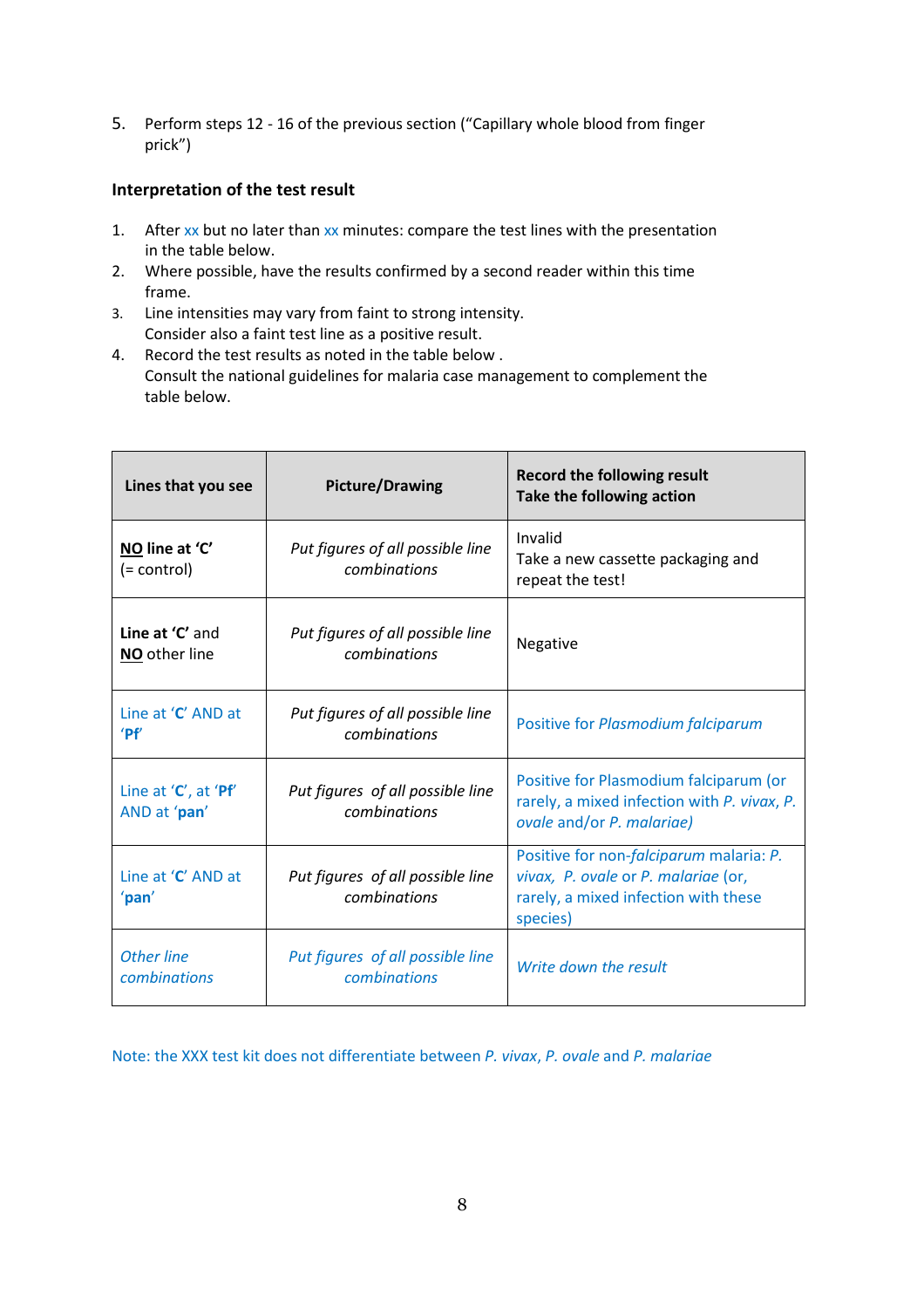5. Perform steps 12 - 16 of the previous section ("Capillary whole blood from finger prick")

### Interpretation of the test result

1. After xx but no later than xx minutes: compare the test lines with the presentation in the table below.
2. Where possible, have the results confirmed by a second reader within this time frame.
3. Line intensities may vary from faint to strong intensity. Consider also a faint test line as a positive result.
4. Record the test results as noted in the table below . Consult the national guidelines for malaria case management to complement the table below.

| Lines that you see | Picture/Drawing | Record the following result<br>Take the following action |
|---|---|---|
| **NO line at 'C'** (= control) | *Put figures of all possible line combinations* | Invalid<br>Take a new cassette packaging and repeat the test! |
| **Line at 'C'** and **NO** other line | *Put figures of all possible line combinations* | Negative |
| Line at '**C**' AND at '**Pf**' | *Put figures of all possible line combinations* | Positive for *Plasmodium falciparum* |
| Line at '**C**', at '**Pf**' AND at '**pan**' | *Put figures of all possible line combinations* | Positive for Plasmodium falciparum (or rarely, a mixed infection with *P. vivax*, *P. ovale* and/or *P. malariae)* |
| Line at '**C**' AND at '**pan**' | *Put figures of all possible line combinations* | Positive for non-*falciparum* malaria: *P. vivax*, *P. ovale* or *P. malariae* (or, rarely, a mixed infection with these species) |
| *Other line combinations* | *Put figures of all possible line combinations* | *Write down the result* |

Note: the XXX test kit does not differentiate between *P. vivax*, *P. ovale* and *P. malariae*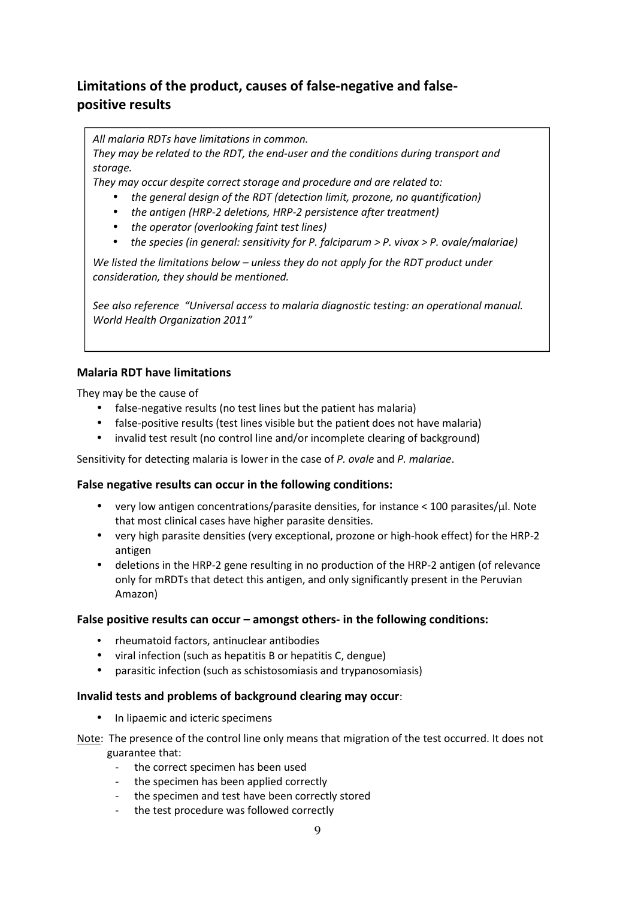## Limitations of the product, causes of false-negative and false-positive results

> *All malaria RDTs have limitations in common.*
> *They may be related to the RDT, the end-user and the conditions during transport and storage.*
> *They may occur despite correct storage and procedure and are related to:*
>
> - *the general design of the RDT (detection limit, prozone, no quantification)*
> - *the antigen (HRP-2 deletions, HRP-2 persistence after treatment)*
> - *the operator (overlooking faint test lines)*
> - *the species (in general: sensitivity for P. falciparum > P. vivax > P. ovale/malariae)*
>
> *We listed the limitations below – unless they do not apply for the RDT product under consideration, they should be mentioned.*
>
> *See also reference "Universal access to malaria diagnostic testing: an operational manual. World Health Organization 2011"*

### Malaria RDT have limitations

They may be the cause of

- false-negative results (no test lines but the patient has malaria)
- false-positive results (test lines visible but the patient does not have malaria)
- invalid test result (no control line and/or incomplete clearing of background)

Sensitivity for detecting malaria is lower in the case of *P. ovale* and *P. malariae*.

### False negative results can occur in the following conditions:

- very low antigen concentrations/parasite densities, for instance < 100 parasites/µl. Note that most clinical cases have higher parasite densities.
- very high parasite densities (very exceptional, prozone or high-hook effect) for the HRP-2 antigen
- deletions in the HRP-2 gene resulting in no production of the HRP-2 antigen (of relevance only for mRDTs that detect this antigen, and only significantly present in the Peruvian Amazon)

### False positive results can occur – amongst others- in the following conditions:

- rheumatoid factors, antinuclear antibodies
- viral infection (such as hepatitis B or hepatitis C, dengue)
- parasitic infection (such as schistosomiasis and trypanosomiasis)

### Invalid tests and problems of background clearing may occur:

- In lipaemic and icteric specimens

<u>Note</u>: The presence of the control line only means that migration of the test occurred. It does not guarantee that:

- the correct specimen has been used
- the specimen has been applied correctly
- the specimen and test have been correctly stored
- the test procedure was followed correctly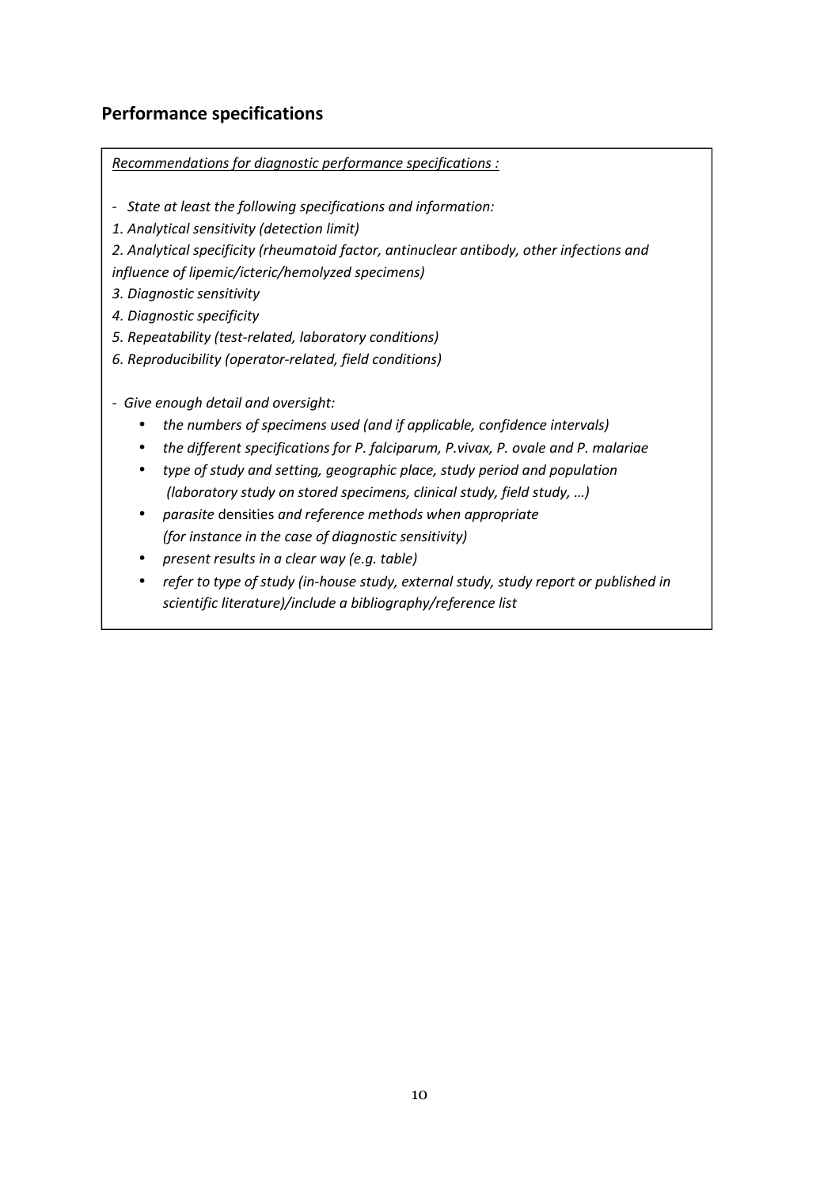## Performance specifications

*<u>Recommendations for diagnostic performance specifications :</u>*

- *State at least the following specifications and information:*

*1. Analytical sensitivity (detection limit)*

*2. Analytical specificity (rheumatoid factor, antinuclear antibody, other infections and influence of lipemic/icteric/hemolyzed specimens)*

*3. Diagnostic sensitivity*

*4. Diagnostic specificity*

*5. Repeatability (test-related, laboratory conditions)*

*6. Reproducibility (operator-related, field conditions)*

- *Give enough detail and oversight:*
  - *the numbers of specimens used (and if applicable, confidence intervals)*
  - *the different specifications for P. falciparum, P.vivax, P. ovale and P. malariae*
  - *type of study and setting, geographic place, study period and population (laboratory study on stored specimens, clinical study, field study, …)*
  - *parasite* densities *and reference methods when appropriate (for instance in the case of diagnostic sensitivity)*
  - *present results in a clear way (e.g. table)*
  - *refer to type of study (in-house study, external study, study report or published in scientific literature)/include a bibliography/reference list*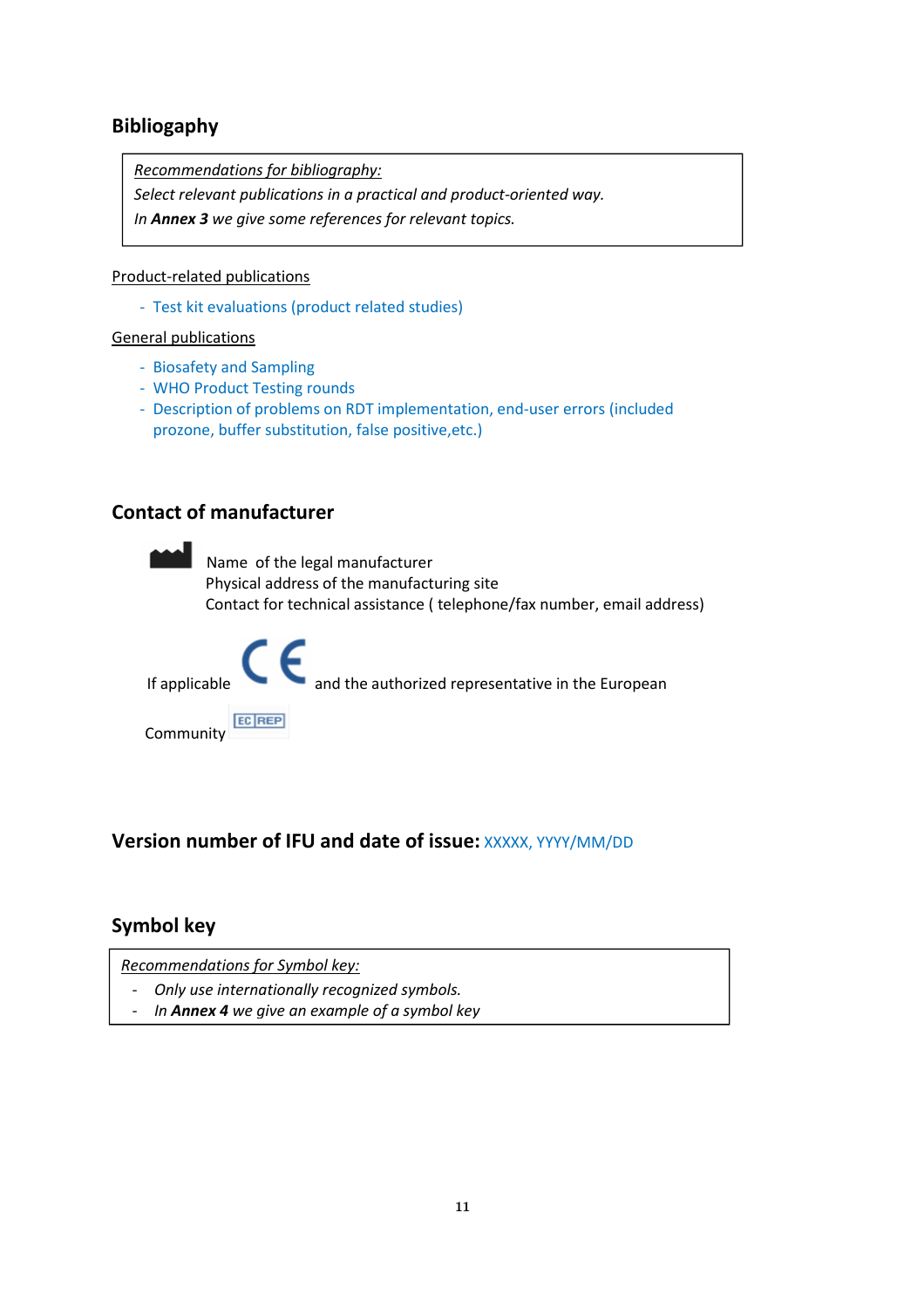## Bibliogaphy

> *Recommendations for bibliography:*
> *Select relevant publications in a practical and product-oriented way.*
> *In **Annex 3** we give some references for relevant topics.*

Product-related publications

- Test kit evaluations (product related studies)

General publications

- Biosafety and Sampling
- WHO Product Testing rounds
- Description of problems on RDT implementation, end-user errors (included prozone, buffer substitution, false positive,etc.)

## Contact of manufacturer

Name of the legal manufacturer
Physical address of the manufacturing site
Contact for technical assistance ( telephone/fax number, email address)

If applicable CE and the authorized representative in the European Community EC REP

## Version number of IFU and date of issue: XXXXX, YYYY/MM/DD

## Symbol key

> *Recommendations for Symbol key:*
> - *Only use internationally recognized symbols.*
> - *In **Annex 4** we give an example of a symbol key*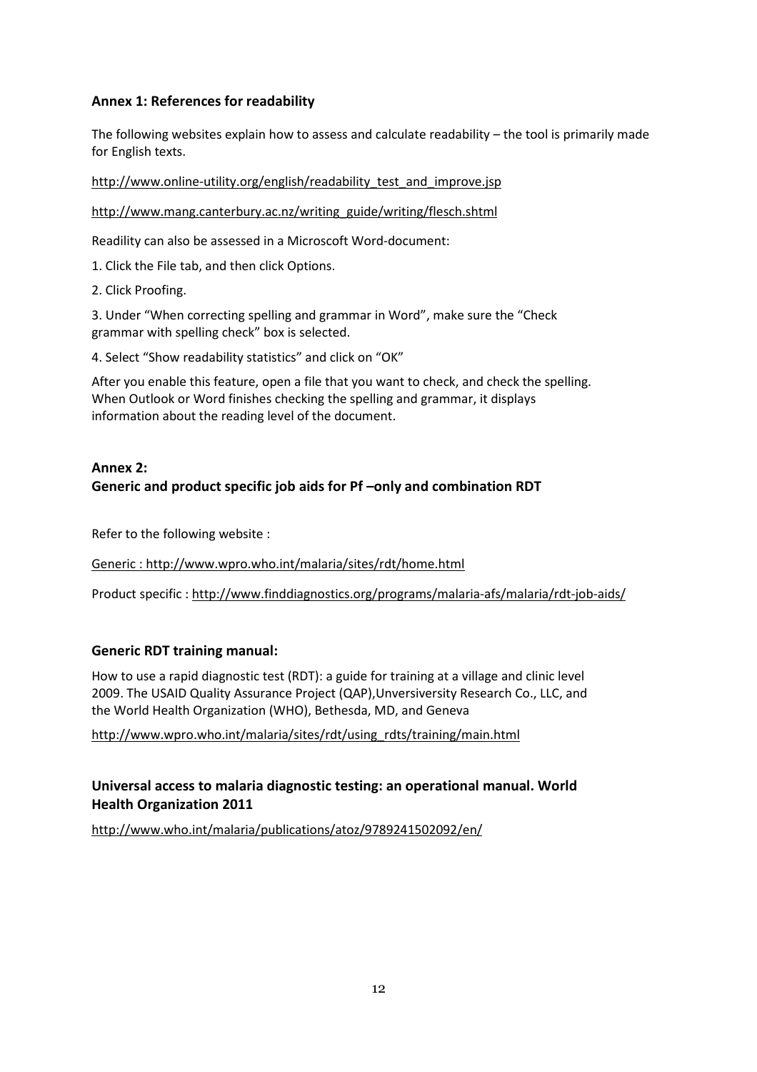### Annex 1: References for readability

The following websites explain how to assess and calculate readability – the tool is primarily made for English texts.

http://www.online-utility.org/english/readability_test_and_improve.jsp

http://www.mang.canterbury.ac.nz/writing_guide/writing/flesch.shtml

Readility can also be assessed in a Microscoft Word-document:

1. Click the File tab, and then click Options.

2. Click Proofing.

3. Under "When correcting spelling and grammar in Word", make sure the "Check grammar with spelling check" box is selected.

4. Select "Show readability statistics" and click on "OK"

After you enable this feature, open a file that you want to check, and check the spelling. When Outlook or Word finishes checking the spelling and grammar, it displays information about the reading level of the document.

### Annex 2:
### Generic and product specific job aids for Pf –only and combination RDT

Refer to the following website :

Generic : http://www.wpro.who.int/malaria/sites/rdt/home.html

Product specific : http://www.finddiagnostics.org/programs/malaria-afs/malaria/rdt-job-aids/

### Generic RDT training manual:

How to use a rapid diagnostic test (RDT): a guide for training at a village and clinic level 2009. The USAID Quality Assurance Project (QAP),Unversiversity Research Co., LLC, and the World Health Organization (WHO), Bethesda, MD, and Geneva

http://www.wpro.who.int/malaria/sites/rdt/using_rdts/training/main.html

### Universal access to malaria diagnostic testing: an operational manual. World Health Organization 2011

http://www.who.int/malaria/publications/atoz/9789241502092/en/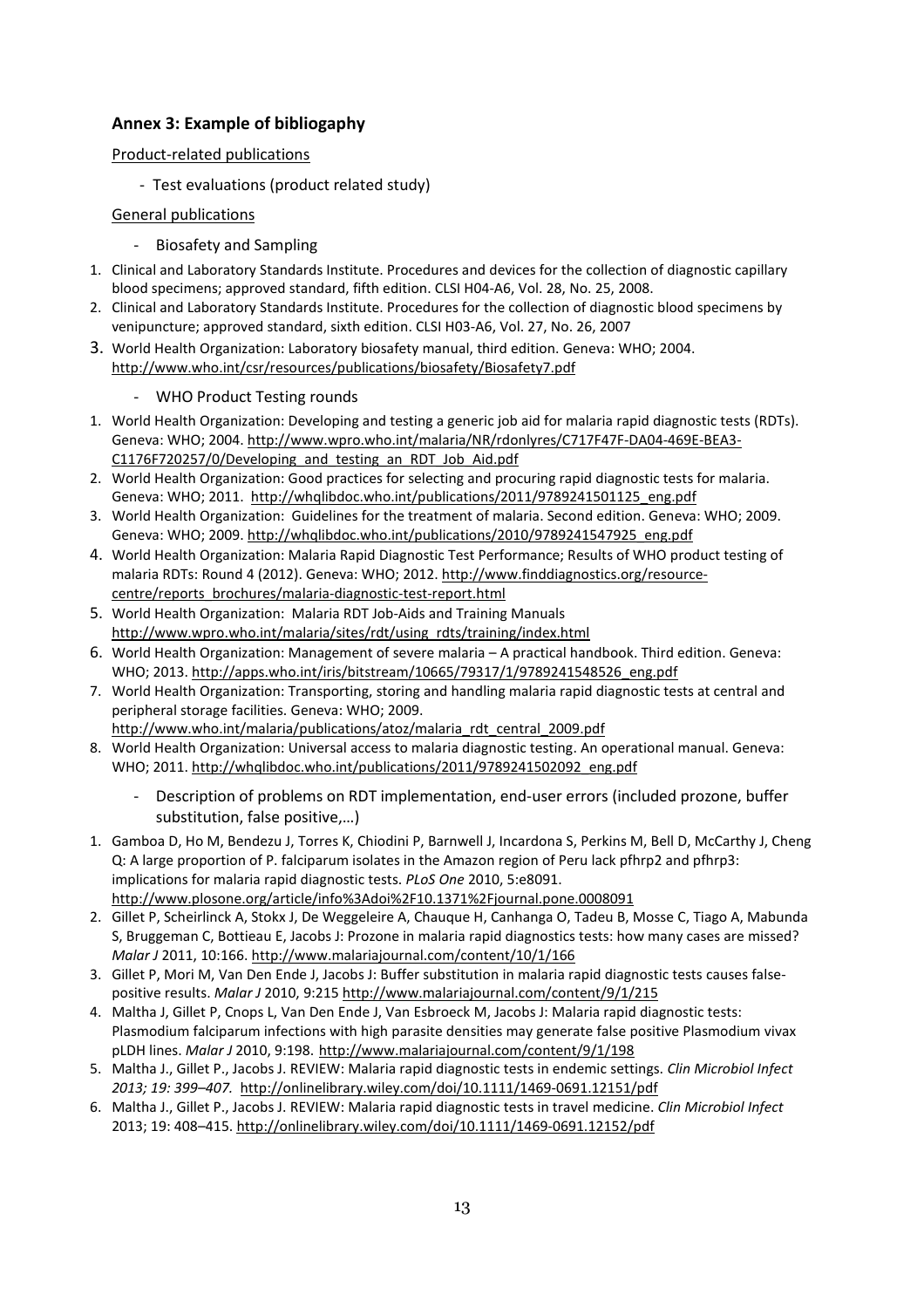## Annex 3: Example of bibliogaphy

Product-related publications

- Test evaluations (product related study)

General publications

- Biosafety and Sampling

1. Clinical and Laboratory Standards Institute. Procedures and devices for the collection of diagnostic capillary blood specimens; approved standard, fifth edition. CLSI H04-A6, Vol. 28, No. 25, 2008.
2. Clinical and Laboratory Standards Institute. Procedures for the collection of diagnostic blood specimens by venipuncture; approved standard, sixth edition. CLSI H03-A6, Vol. 27, No. 26, 2007
3. World Health Organization: Laboratory biosafety manual, third edition. Geneva: WHO; 2004. http://www.who.int/csr/resources/publications/biosafety/Biosafety7.pdf

- WHO Product Testing rounds

1. World Health Organization: Developing and testing a generic job aid for malaria rapid diagnostic tests (RDTs). Geneva: WHO; 2004. http://www.wpro.who.int/malaria/NR/rdonlyres/C717F47F-DA04-469E-BEA3-C1176F720257/0/Developing_and_testing_an_RDT_Job_Aid.pdf
2. World Health Organization: Good practices for selecting and procuring rapid diagnostic tests for malaria. Geneva: WHO; 2011. http://whqlibdoc.who.int/publications/2011/9789241501125_eng.pdf
3. World Health Organization: Guidelines for the treatment of malaria. Second edition. Geneva: WHO; 2009. Geneva: WHO; 2009. http://whqlibdoc.who.int/publications/2010/9789241547925_eng.pdf
4. World Health Organization: Malaria Rapid Diagnostic Test Performance; Results of WHO product testing of malaria RDTs: Round 4 (2012). Geneva: WHO; 2012. http://www.finddiagnostics.org/resource-centre/reports_brochures/malaria-diagnostic-test-report.html
5. World Health Organization: Malaria RDT Job-Aids and Training Manuals http://www.wpro.who.int/malaria/sites/rdt/using_rdts/training/index.html
6. World Health Organization: Management of severe malaria – A practical handbook. Third edition. Geneva: WHO; 2013. http://apps.who.int/iris/bitstream/10665/79317/1/9789241548526_eng.pdf
7. World Health Organization: Transporting, storing and handling malaria rapid diagnostic tests at central and peripheral storage facilities. Geneva: WHO; 2009. http://www.who.int/malaria/publications/atoz/malaria_rdt_central_2009.pdf
8. World Health Organization: Universal access to malaria diagnostic testing. An operational manual. Geneva: WHO; 2011. http://whqlibdoc.who.int/publications/2011/9789241502092_eng.pdf

- Description of problems on RDT implementation, end-user errors (included prozone, buffer substitution, false positive,…)

1. Gamboa D, Ho M, Bendezu J, Torres K, Chiodini P, Barnwell J, Incardona S, Perkins M, Bell D, McCarthy J, Cheng Q: A large proportion of P. falciparum isolates in the Amazon region of Peru lack pfhrp2 and pfhrp3: implications for malaria rapid diagnostic tests. *PLoS One* 2010, 5:e8091. http://www.plosone.org/article/info%3Adoi%2F10.1371%2Fjournal.pone.0008091
2. Gillet P, Scheirlinck A, Stokx J, De Weggeleire A, Chauque H, Canhanga O, Tadeu B, Mosse C, Tiago A, Mabunda S, Bruggeman C, Bottieau E, Jacobs J: Prozone in malaria rapid diagnostics tests: how many cases are missed? *Malar J* 2011, 10:166. http://www.malariajournal.com/content/10/1/166
3. Gillet P, Mori M, Van Den Ende J, Jacobs J: Buffer substitution in malaria rapid diagnostic tests causes false-positive results. *Malar J* 2010, 9:215 http://www.malariajournal.com/content/9/1/215
4. Maltha J, Gillet P, Cnops L, Van Den Ende J, Van Esbroeck M, Jacobs J: Malaria rapid diagnostic tests: Plasmodium falciparum infections with high parasite densities may generate false positive Plasmodium vivax pLDH lines. *Malar J* 2010, 9:198. http://www.malariajournal.com/content/9/1/198
5. Maltha J., Gillet P., Jacobs J. REVIEW: Malaria rapid diagnostic tests in endemic settings. *Clin Microbiol Infect 2013; 19: 399–407.* http://onlinelibrary.wiley.com/doi/10.1111/1469-0691.12151/pdf
6. Maltha J., Gillet P., Jacobs J. REVIEW: Malaria rapid diagnostic tests in travel medicine. *Clin Microbiol Infect* 2013; 19: 408–415. http://onlinelibrary.wiley.com/doi/10.1111/1469-0691.12152/pdf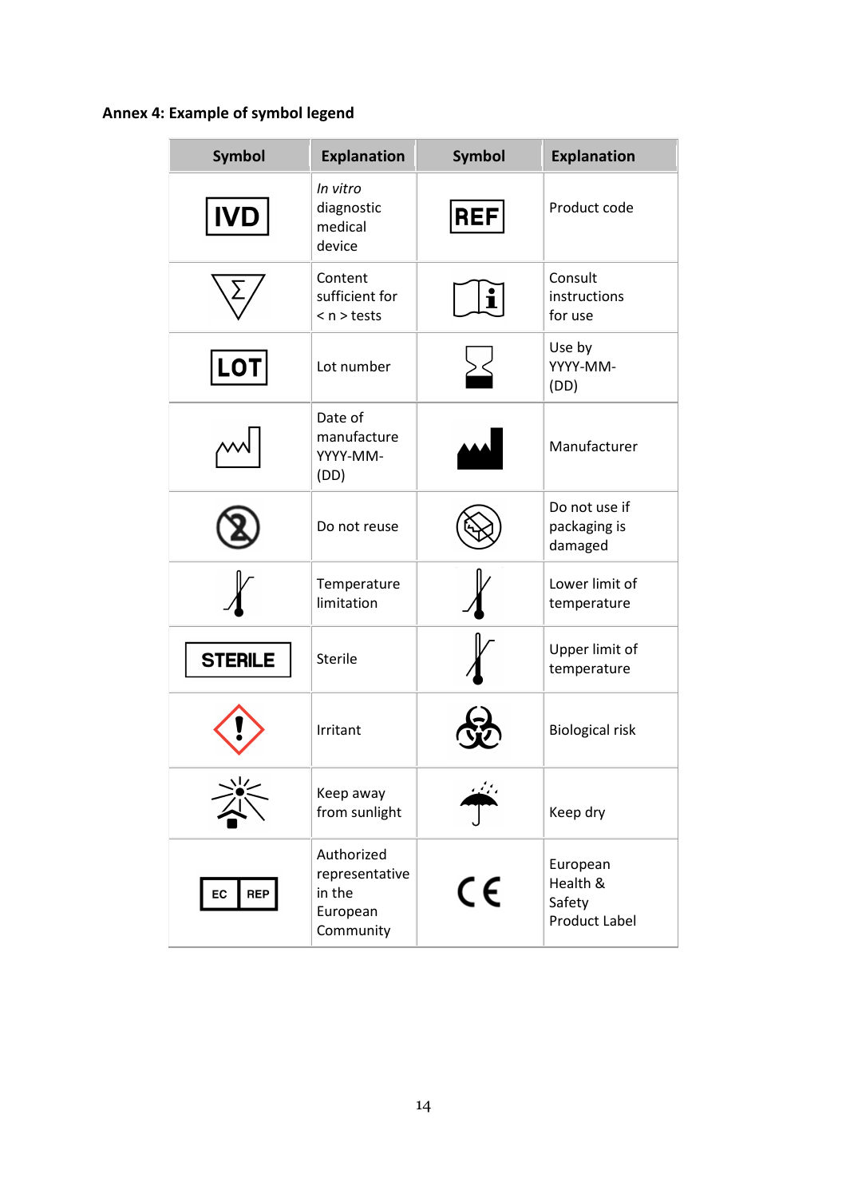**Annex 4: Example of symbol legend**

| Symbol | Explanation | Symbol | Explanation |
|---|---|---|---|
| IVD | *In vitro* diagnostic medical device | REF | Product code |
| | Content sufficient for < n > tests | | Consult instructions for use |
| LOT | Lot number | | Use by YYYY-MM-(DD) |
| | Date of manufacture YYYY-MM-(DD) | | Manufacturer |
| | Do not reuse | | Do not use if packaging is damaged |
| | Temperature limitation | | Lower limit of temperature |
| STERILE | Sterile | | Upper limit of temperature |
| | Irritant | | Biological risk |
| | Keep away from sunlight | | Keep dry |
| EC REP | Authorized representative in the European Community | CE | European Health & Safety Product Label |